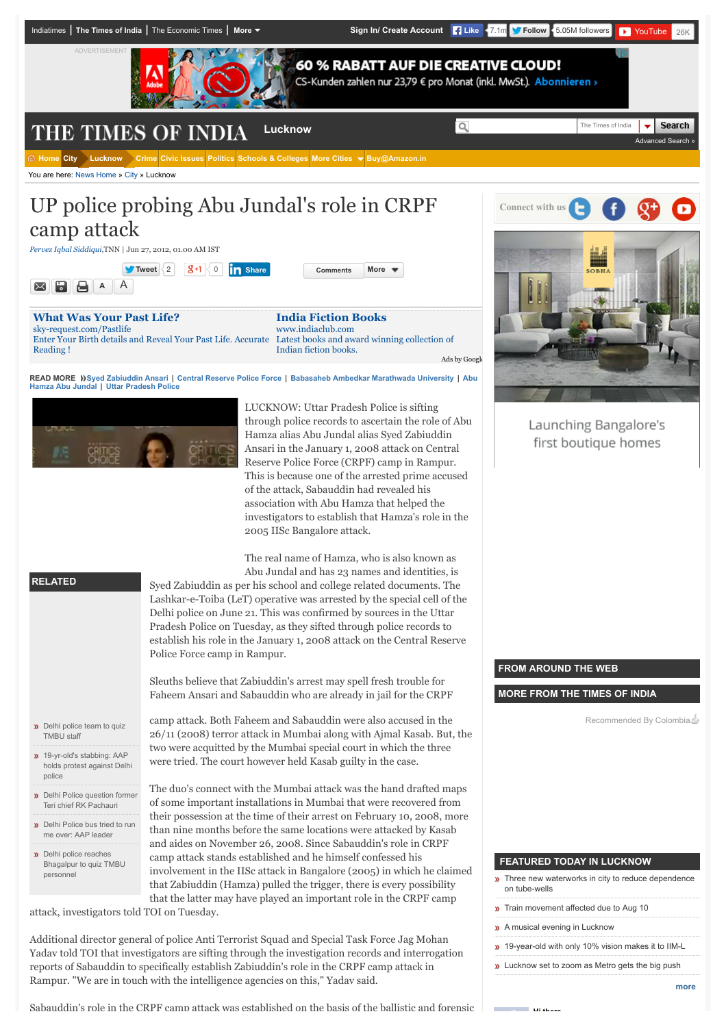# UP police probing Abu Jundal's role in CRPF camp attack

*Pervez Iqbal Siddiqui*,TNN | Jun 27, 2012, 01.00 AM IST

READ MORE Syed Zabiuddin Ansari | Central Reserve Police Force | Babasaheb Ambedkar Marathwada University | Abu Hamza Abu Jundal | Uttar Pradesh Police

LUCKNOW: Uttar Pradesh Police is sifting through police records to ascertain the role of Abu Hamza alias Abu Jundal alias Syed Zabiuddin Ansari in the January 1, 2008 attack on Central Reserve Police Force (CRPF) camp in Rampur. This is because one of the arrested prime accused of the attack, Sabauddin had revealed his association with Abu Hamza that helped the investigators to establish that Hamza's role in the 2005 IISc Bangalore attack.

The real name of Hamza, who is also known as Abu Jundal and has 23 names and identities, is Syed Zabiuddin as per his school and college related documents. The Lashkar-e-Toiba (LeT) operative was arrested by the special cell of the Delhi police on June 21. This was confirmed by sources in the Uttar Pradesh Police on Tuesday, as they sifted through police records to establish his role in the January 1, 2008 attack on the Central Reserve Police Force camp in Rampur.

Sleuths believe that Zabiuddin's arrest may spell fresh trouble for Faheem Ansari and Sabauddin who are already in jail for the CRPF camp attack. Both Faheem and Sabauddin were also accused in the 26/11 (2008) terror attack in Mumbai along with Ajmal Kasab. But, the two were acquitted by the Mumbai special court in which the three were tried. The court however held Kasab guilty in the case.

The duo's connect with the Mumbai attack was the hand drafted maps of some important installations in Mumbai that were recovered from their possession at the time of their arrest on February 10, 2008, more than nine months before the same locations were attacked by Kasab and aides on November 26, 2008. Since Sabauddin's role in CRPF camp attack stands established and he himself confessed his involvement in the IISc attack in Bangalore (2005) in which he claimed that Zabiuddin (Hamza) pulled the trigger, there is every possibility that the latter may have played an important role in the CRPF camp attack, investigators told TOI on Tuesday.

Additional director general of police Anti Terrorist Squad and Special Task Force Jag Mohan Yadav told TOI that investigators are sifting through the investigation records and interrogation reports of Sabauddin to specifically establish Zabiuddin's role in the CRPF camp attack in Rampur. "We are in touch with the intelligence agencies on this," Yadav said.

Sabauddin's role in the CRPF camp attack was established on the basis of the ballistic and forensic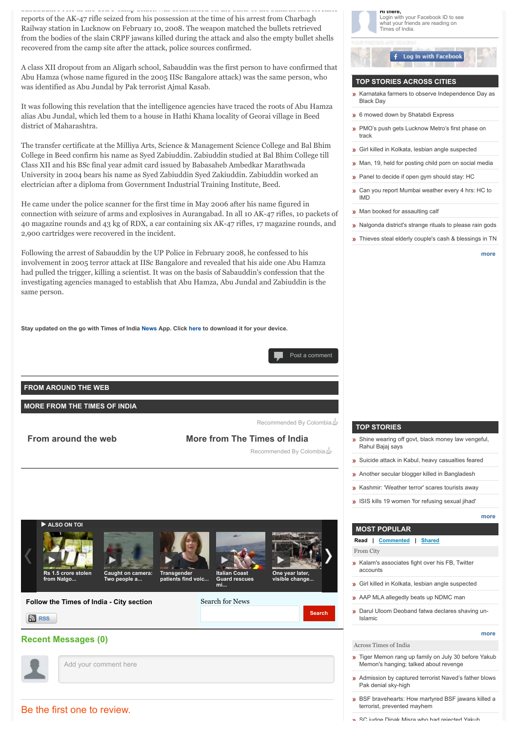reports of the AK-47 rifle seized from his possession at the time of his arrest from Charbagh Railway station in Lucknow on February 10, 2008. The weapon matched the bullets retrieved from the bodies of the slain CRPF jawans killed during the attack and also the empty bullet shells recovered from the camp site after the attack, police sources confirmed.

A class XII dropout from an Aligarh school, Sabauddin was the first person to have confirmed that Abu Hamza (whose name figured in the 2005 IISc Bangalore attack) was the same person, who was identified as Abu Jundal by Pak terrorist Ajmal Kasab.

It was following this revelation that the intelligence agencies have traced the roots of Abu Hamza alias Abu Jundal, which led them to a house in Hathi Khana locality of Georai village in Beed district of Maharashtra.

The transfer certificate at the Milliya Arts, Science & Management Science College and Bal Bhim College in Beed confirm his name as Syed Zabiuddin. Zabiuddin studied at Bal Bhim College till Class XII and his BSc final year admit card issued by Babasaheb Ambedkar Marathwada University in 2004 bears his name as Syed Zabiuddin Syed Zakiuddin. Zabiuddin worked an electrician after a diploma from Government Industrial Training Institute, Beed.

He came under the police scanner for the first time in May 2006 after his name figured in connection with seizure of arms and explosives in Aurangabad. In all 10 AK-47 rifles, 10 packets of 40 magazine rounds and 43 kg of RDX, a car containing six AK-47 rifles, 17 magazine rounds, and 2,900 cartridges were recovered in the incident.

Following the arrest of Sabauddin by the UP Police in February 2008, he confessed to his involvement in 2005 terror attack at IISc Bangalore and revealed that his aide one Abu Hamza had pulled the trigger, killing a scientist. It was on the basis of Sabauddin's confession that the investigating agencies managed to establish that Abu Hamza, Abu Jundal and Zabiuddin is the same person.

**Stay updated on the go with Times of India News App. Click here to download it for your device.**